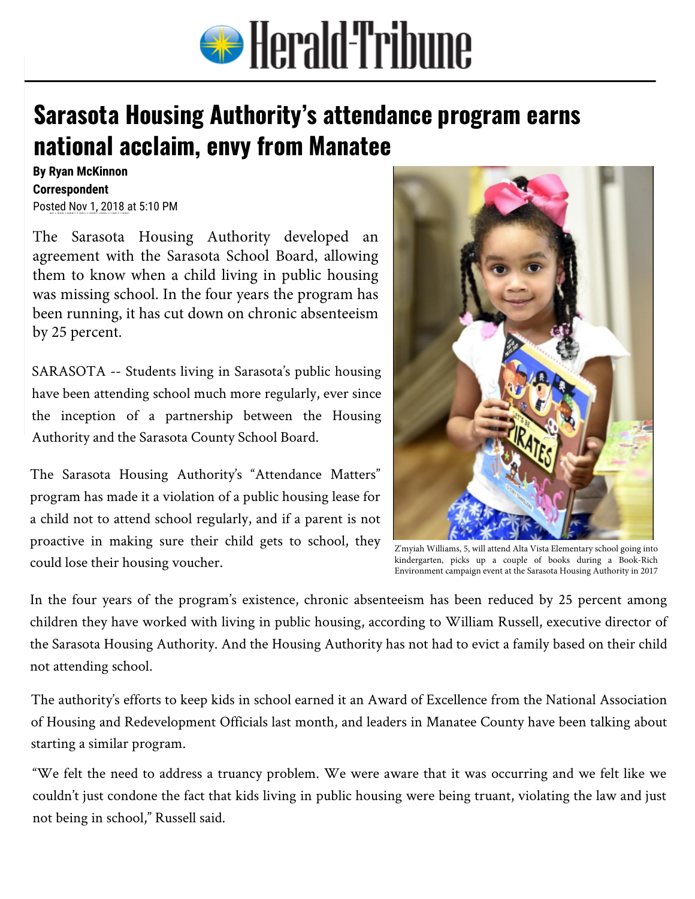# Sarasota Housing Authority's attendance program earns national acclaim, envy from Manatee

**By Ryan McKinnon**
**Correspondent**
Posted Nov 1, 2018 at 5:10 PM

The Sarasota Housing Authority developed an agreement with the Sarasota School Board, allowing them to know when a child living in public housing was missing school. In the four years the program has been running, it has cut down on chronic absenteeism by 25 percent.

SARASOTA -- Students living in Sarasota's public housing have been attending school much more regularly, ever since the inception of a partnership between the Housing Authority and the Sarasota County School Board.

The Sarasota Housing Authority's "Attendance Matters" program has made it a violation of a public housing lease for a child not to attend school regularly, and if a parent is not proactive in making sure their child gets to school, they could lose their housing voucher.

Z'myiah Williams, 5, will attend Alta Vista Elementary school going into kindergarten, picks up a couple of books during a Book-Rich Environment campaign event at the Sarasota Housing Authority in 2017

In the four years of the program's existence, chronic absenteeism has been reduced by 25 percent among children they have worked with living in public housing, according to William Russell, executive director of the Sarasota Housing Authority. And the Housing Authority has not had to evict a family based on their child not attending school.

The authority's efforts to keep kids in school earned it an Award of Excellence from the National Association of Housing and Redevelopment Officials last month, and leaders in Manatee County have been talking about starting a similar program.

"We felt the need to address a truancy problem. We were aware that it was occurring and we felt like we couldn't just condone the fact that kids living in public housing were being truant, violating the law and just not being in school," Russell said.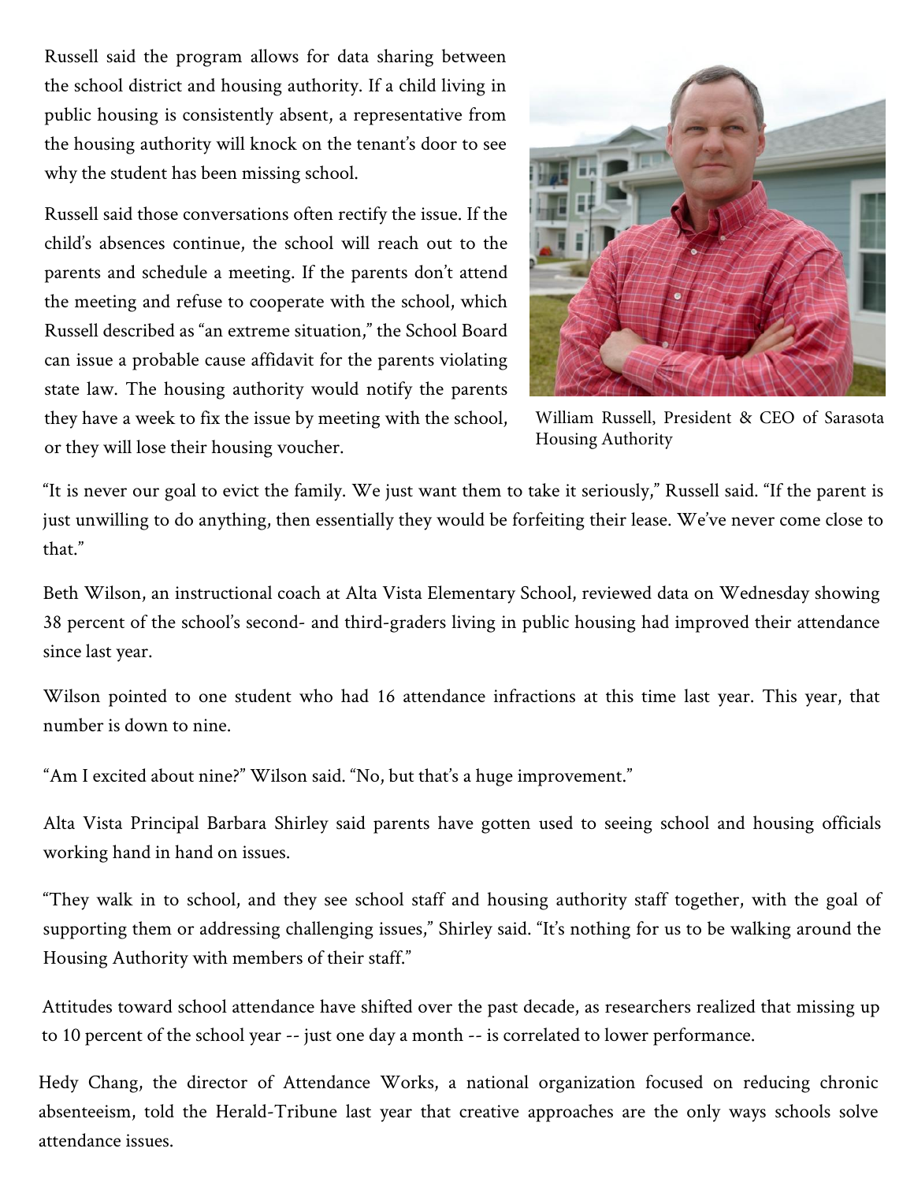Russell said the program allows for data sharing between the school district and housing authority. If a child living in public housing is consistently absent, a representative from the housing authority will knock on the tenant's door to see why the student has been missing school.

Russell said those conversations often rectify the issue. If the child's absences continue, the school will reach out to the parents and schedule a meeting. If the parents don't attend the meeting and refuse to cooperate with the school, which Russell described as "an extreme situation," the School Board can issue a probable cause affidavit for the parents violating state law. The housing authority would notify the parents they have a week to fix the issue by meeting with the school, or they will lose their housing voucher.

William Russell, President & CEO of Sarasota Housing Authority

"It is never our goal to evict the family. We just want them to take it seriously," Russell said. "If the parent is just unwilling to do anything, then essentially they would be forfeiting their lease. We've never come close to that."

Beth Wilson, an instructional coach at Alta Vista Elementary School, reviewed data on Wednesday showing 38 percent of the school's second- and third-graders living in public housing had improved their attendance since last year.

Wilson pointed to one student who had 16 attendance infractions at this time last year. This year, that number is down to nine.

"Am I excited about nine?" Wilson said. "No, but that's a huge improvement."

Alta Vista Principal Barbara Shirley said parents have gotten used to seeing school and housing officials working hand in hand on issues.

"They walk in to school, and they see school staff and housing authority staff together, with the goal of supporting them or addressing challenging issues," Shirley said. "It's nothing for us to be walking around the Housing Authority with members of their staff."

Attitudes toward school attendance have shifted over the past decade, as researchers realized that missing up to 10 percent of the school year -- just one day a month -- is correlated to lower performance.

Hedy Chang, the director of Attendance Works, a national organization focused on reducing chronic absenteeism, told the Herald-Tribune last year that creative approaches are the only ways schools solve attendance issues.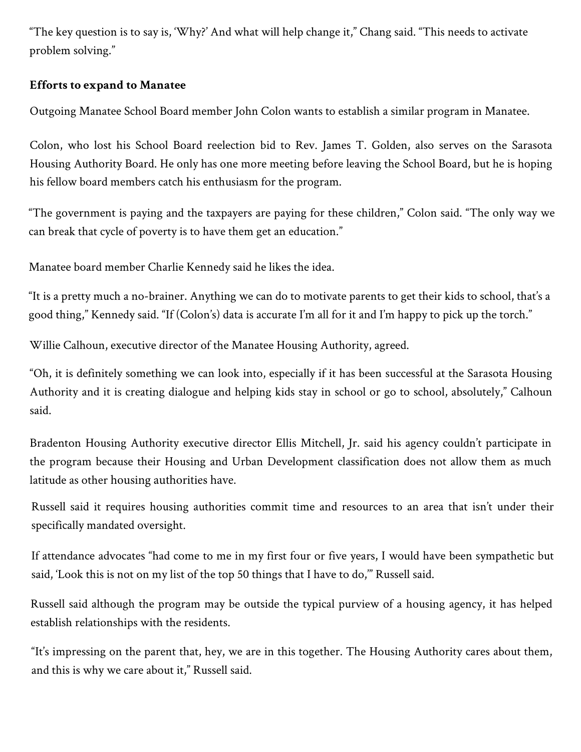"The key question is to say is, 'Why?' And what will help change it," Chang said. "This needs to activate problem solving."

**Efforts to expand to Manatee**

Outgoing Manatee School Board member John Colon wants to establish a similar program in Manatee.

Colon, who lost his School Board reelection bid to Rev. James T. Golden, also serves on the Sarasota Housing Authority Board. He only has one more meeting before leaving the School Board, but he is hoping his fellow board members catch his enthusiasm for the program.

"The government is paying and the taxpayers are paying for these children," Colon said. "The only way we can break that cycle of poverty is to have them get an education."

Manatee board member Charlie Kennedy said he likes the idea.

"It is a pretty much a no-brainer. Anything we can do to motivate parents to get their kids to school, that's a good thing," Kennedy said. "If (Colon's) data is accurate I'm all for it and I'm happy to pick up the torch."

Willie Calhoun, executive director of the Manatee Housing Authority, agreed.

"Oh, it is definitely something we can look into, especially if it has been successful at the Sarasota Housing Authority and it is creating dialogue and helping kids stay in school or go to school, absolutely," Calhoun said.

Bradenton Housing Authority executive director Ellis Mitchell, Jr. said his agency couldn't participate in the program because their Housing and Urban Development classification does not allow them as much latitude as other housing authorities have.

Russell said it requires housing authorities commit time and resources to an area that isn't under their specifically mandated oversight.

If attendance advocates "had come to me in my first four or five years, I would have been sympathetic but said, 'Look this is not on my list of the top 50 things that I have to do,'" Russell said.

Russell said although the program may be outside the typical purview of a housing agency, it has helped establish relationships with the residents.

"It's impressing on the parent that, hey, we are in this together. The Housing Authority cares about them, and this is why we care about it," Russell said.